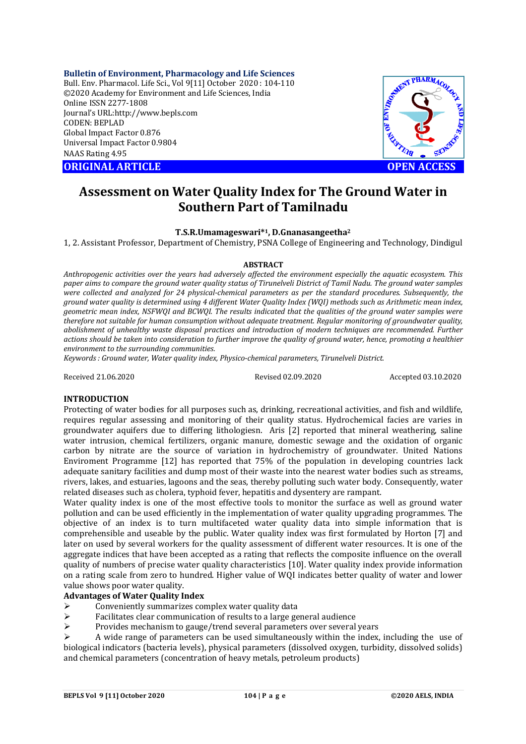**Bulletin of Environment, Pharmacology and Life Sciences**
Bull. Env. Pharmacol. Life Sci., Vol 9[11] October 2020 : 104-110
©2020 Academy for Environment and Life Sciences, India
Online ISSN 2277-1808
Journal's URL:http://www.bepls.com
CODEN: BEPLAD
Global Impact Factor 0.876
Universal Impact Factor 0.9804
NAAS Rating 4.95

**ORIGINAL ARTICLE** **OPEN ACCESS**

# Assessment on Water Quality Index for The Ground Water in Southern Part of Tamilnadu

**T.S.R.Umamageswari*[1], D.Gnanasangeetha[2]**

1, 2. Assistant Professor, Department of Chemistry, PSNA College of Engineering and Technology, Dindigul

## ABSTRACT

*Anthropogenic activities over the years had adversely affected the environment especially the aquatic ecosystem. This paper aims to compare the ground water quality status of Tirunelveli District of Tamil Nadu. The ground water samples were collected and analyzed for 24 physical-chemical parameters as per the standard procedures. Subsequently, the ground water quality is determined using 4 different Water Quality Index (WQI) methods such as Arithmetic mean index, geometric mean index, NSFWQI and BCWQI. The results indicated that the qualities of the ground water samples were therefore not suitable for human consumption without adequate treatment. Regular monitoring of groundwater quality, abolishment of unhealthy waste disposal practices and introduction of modern techniques are recommended. Further actions should be taken into consideration to further improve the quality of ground water, hence, promoting a healthier environment to the surrounding communities.*

*Keywords : Ground water, Water quality index, Physico-chemical parameters, Tirunelveli District.*

Received 21.06.2020 Revised 02.09.2020 Accepted 03.10.2020

## INTRODUCTION

Protecting of water bodies for all purposes such as, drinking, recreational activities, and fish and wildlife, requires regular assessing and monitoring of their quality status. Hydrochemical facies are varies in groundwater aquifers due to differing lithologiesn. Aris [2] reported that mineral weathering, saline water intrusion, chemical fertilizers, organic manure, domestic sewage and the oxidation of organic carbon by nitrate are the source of variation in hydrochemistry of groundwater. United Nations Enviroment Programme [12] has reported that 75% of the population in developing countries lack adequate sanitary facilities and dump most of their waste into the nearest water bodies such as streams, rivers, lakes, and estuaries, lagoons and the seas, thereby polluting such water body. Consequently, water related diseases such as cholera, typhoid fever, hepatitis and dysentery are rampant.

Water quality index is one of the most effective tools to monitor the surface as well as ground water pollution and can be used efficiently in the implementation of water quality upgrading programmes. The objective of an index is to turn multifaceted water quality data into simple information that is comprehensible and useable by the public. Water quality index was first formulated by Horton [7] and later on used by several workers for the quality assessment of different water resources. It is one of the aggregate indices that have been accepted as a rating that reflects the composite influence on the overall quality of numbers of precise water quality characteristics [10]. Water quality index provide information on a rating scale from zero to hundred. Higher value of WQI indicates better quality of water and lower value shows poor water quality.

### Advantages of Water Quality Index

- Conveniently summarizes complex water quality data
- Facilitates clear communication of results to a large general audience
- Provides mechanism to gauge/trend several parameters over several years
- A wide range of parameters can be used simultaneously within the index, including the use of biological indicators (bacteria levels), physical parameters (dissolved oxygen, turbidity, dissolved solids) and chemical parameters (concentration of heavy metals, petroleum products)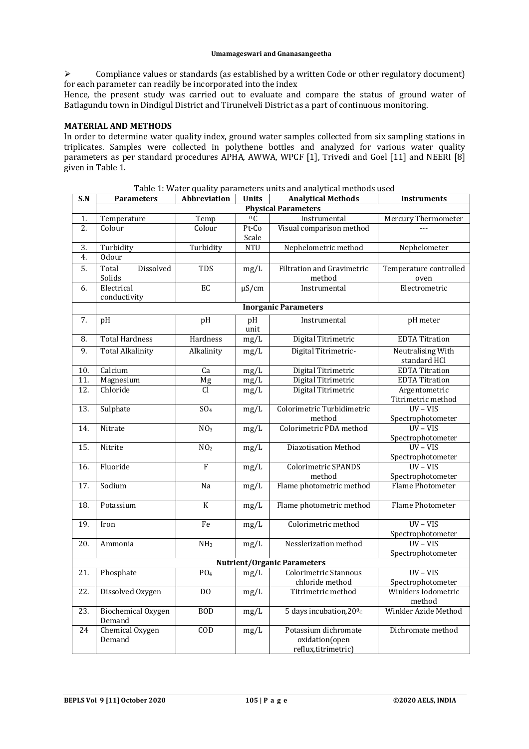- Compliance values or standards (as established by a written Code or other regulatory document) for each parameter can readily be incorporated into the index

Hence, the present study was carried out to evaluate and compare the status of ground water of Batlagundu town in Dindigul District and Tirunelveli District as a part of continuous monitoring.

## MATERIAL AND METHODS

In order to determine water quality index, ground water samples collected from six sampling stations in triplicates. Samples were collected in polythene bottles and analyzed for various water quality parameters as per standard procedures APHA, AWWA, WPCF [1], Trivedi and Goel [11] and NEERI [8] given in Table 1.

Table 1: Water quality parameters units and analytical methods used

| S.N | Parameters | Abbreviation | Units | Analytical Methods | Instruments |
|---|---|---|---|---|---|
| | **Physical Parameters** | | | | |
| 1. | Temperature | Temp | $^0C$ | Instrumental | Mercury Thermometer |
| 2. | Colour | Colour | Pt-Co Scale | Visual comparison method | --- |
| 3. | Turbidity | Turbidity | NTU | Nephelometric method | Nephelometer |
| 4. | Odour | | | | |
| 5. | Total Dissolved Solids | TDS | mg/L | Filtration and Gravimetric method | Temperature controlled oven |
| 6. | Electrical conductivity | EC | µS/cm | Instrumental | Electrometric |
| | **Inorganic Parameters** | | | | |
| 7. | pH | pH | pH unit | Instrumental | pH meter |
| 8. | Total Hardness | Hardness | mg/L | Digital Titrimetric | EDTA Titration |
| 9. | Total Alkalinity | Alkalinity | mg/L | Digital Titrimetric- | Neutralising With standard HCl |
| 10. | Calcium | Ca | mg/L | Digital Titrimetric | EDTA Titration |
| 11. | Magnesium | Mg | mg/L | Digital Titrimetric | EDTA Titration |
| 12. | Chloride | Cl | mg/L | Digital Titrimetric | Argentometric Titrimetric method |
| 13. | Sulphate | $SO_4$ | mg/L | Colorimetric Turbidimetric method | UV – VIS Spectrophotometer |
| 14. | Nitrate | $NO_3$ | mg/L | Colorimetric PDA method | UV – VIS Spectrophotometer |
| 15. | Nitrite | $NO_2$ | mg/L | Diazotisation Method | UV – VIS Spectrophotometer |
| 16. | Fluoride | F | mg/L | Colorimetric SPANDS method | UV – VIS Spectrophotometer |
| 17. | Sodium | Na | mg/L | Flame photometric method | Flame Photometer |
| 18. | Potassium | K | mg/L | Flame photometric method | Flame Photometer |
| 19. | Iron | Fe | mg/L | Colorimetric method | UV – VIS Spectrophotometer |
| 20. | Ammonia | $NH_3$ | mg/L | Nesslerization method | UV – VIS Spectrophotometer |
| | **Nutrient/Organic Parameters** | | | | |
| 21. | Phosphate | $PO_4$ | mg/L | Colorimetric Stannous chloride method | UV – VIS Spectrophotometer |
| 22. | Dissolved Oxygen | DO | mg/L | Titrimetric method | Winklers Iodometric method |
| 23. | Biochemical Oxygen Demand | BOD | mg/L | 5 days incubation, $20^0C$ | Winkler Azide Method |
| 24 | Chemical Oxygen Demand | COD | mg/L | Potassium dichromate oxidation(open reflux,titrimetric) | Dichromate method |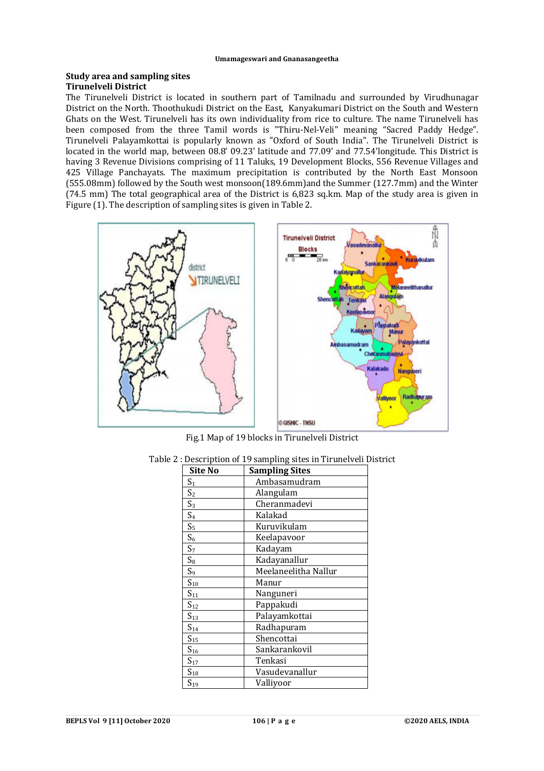## Study area and sampling sites

### Tirunelveli District

The Tirunelveli District is located in southern part of Tamilnadu and surrounded by Virudhunagar District on the North. Thoothukudi District on the East, Kanyakumari District on the South and Western Ghats on the West. Tirunelveli has its own individuality from rice to culture. The name Tirunelveli has been composed from the three Tamil words is "Thiru-Nel-Veli" meaning "Sacred Paddy Hedge". Tirunelveli Palayamkottai is popularly known as "Oxford of South India". The Tirunelveli District is located in the world map, between 08.8' 09.23' latitude and 77.09' and 77.54'longitude. This District is having 3 Revenue Divisions comprising of 11 Taluks, 19 Development Blocks, 556 Revenue Villages and 425 Village Panchayats. The maximum precipitation is contributed by the North East Monsoon (555.08mm) followed by the South west monsoon(189.6mm)and the Summer (127.7mm) and the Winter (74.5 mm) The total geographical area of the District is 6,823 sq.km. Map of the study area is given in Figure (1). The description of sampling sites is given in Table 2.

Fig.1 Map of 19 blocks in Tirunelveli District

Table 2 : Description of 19 sampling sites in Tirunelveli District

| Site No | Sampling Sites |
|---|---|
| $S_1$ | Ambasamudram |
| $S_2$ | Alangulam |
| $S_3$ | Cheranmadevi |
| $S_4$ | Kalakad |
| $S_5$ | Kuruvikulam |
| $S_6$ | Keelapavoor |
| $S_7$ | Kadayam |
| $S_8$ | Kadayanallur |
| $S_9$ | Meelaneelitha Nallur |
| $S_{10}$ | Manur |
| $S_{11}$ | Nanguneri |
| $S_{12}$ | Pappakudi |
| $S_{13}$ | Palayamkottai |
| $S_{14}$ | Radhapuram |
| $S_{15}$ | Shencottai |
| $S_{16}$ | Sankarankovil |
| $S_{17}$ | Tenkasi |
| $S_{18}$ | Vasudevanallur |
| $S_{19}$ | Valliyoor |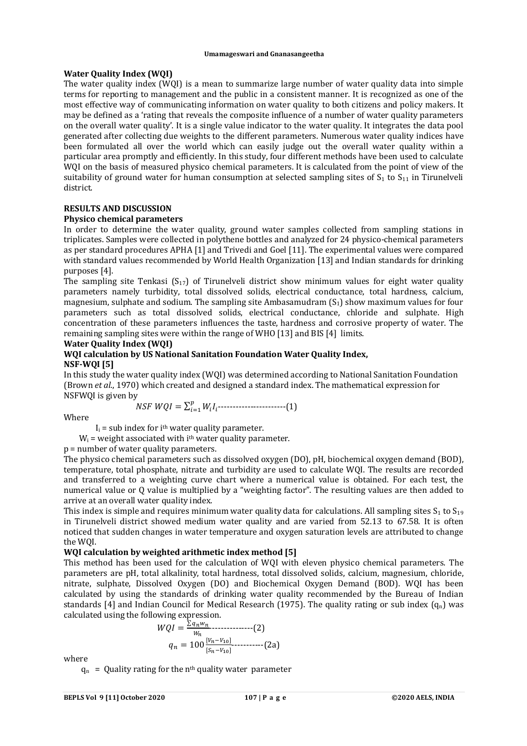### Water Quality Index (WQI)

The water quality index (WQI) is a mean to summarize large number of water quality data into simple terms for reporting to management and the public in a consistent manner. It is recognized as one of the most effective way of communicating information on water quality to both citizens and policy makers. It may be defined as a 'rating that reveals the composite influence of a number of water quality parameters on the overall water quality'. It is a single value indicator to the water quality. It integrates the data pool generated after collecting due weights to the different parameters. Numerous water quality indices have been formulated all over the world which can easily judge out the overall water quality within a particular area promptly and efficiently. In this study, four different methods have been used to calculate WQI on the basis of measured physico chemical parameters. It is calculated from the point of view of the suitability of ground water for human consumption at selected sampling sites of $S_1$ to $S_{11}$ in Tirunelveli district.

## RESULTS AND DISCUSSION

### Physico chemical parameters

In order to determine the water quality, ground water samples collected from sampling stations in triplicates. Samples were collected in polythene bottles and analyzed for 24 physico-chemical parameters as per standard procedures APHA [1] and Trivedi and Goel [11]. The experimental values were compared with standard values recommended by World Health Organization [13] and Indian standards for drinking purposes [4].

The sampling site Tenkasi ($S_{17}$) of Tirunelveli district show minimum values for eight water quality parameters namely turbidity, total dissolved solids, electrical conductance, total hardness, calcium, magnesium, sulphate and sodium. The sampling site Ambasamudram ($S_1$) show maximum values for four parameters such as total dissolved solids, electrical conductance, chloride and sulphate. High concentration of these parameters influences the taste, hardness and corrosive property of water. The remaining sampling sites were within the range of WHO [13] and BIS [4] limits.

### Water Quality Index (WQI)

#### WQI calculation by US National Sanitation Foundation Water Quality Index, NSF-WQI [5]

In this study the water quality index (WQI) was determined according to National Sanitation Foundation (Brown *et al.*, 1970) which created and designed a standard index. The mathematical expression for NSFWQI is given by

$$NSF\ WQI = \sum_{i=1}^{p} W_i I_i \quad \text{------------------------(1)}$$

Where

$I_i$ = sub index for $i^{th}$ water quality parameter.

$W_i$ = weight associated with $i^{th}$ water quality parameter.

p = number of water quality parameters.

The physico chemical parameters such as dissolved oxygen (DO), pH, biochemical oxygen demand (BOD), temperature, total phosphate, nitrate and turbidity are used to calculate WQI. The results are recorded and transferred to a weighting curve chart where a numerical value is obtained. For each test, the numerical value or Q value is multiplied by a "weighting factor". The resulting values are then added to arrive at an overall water quality index.

This index is simple and requires minimum water quality data for calculations. All sampling sites $S_1$ to $S_{19}$ in Tirunelveli district showed medium water quality and are varied from 52.13 to 67.58. It is often noticed that sudden changes in water temperature and oxygen saturation levels are attributed to change the WQI.

#### WQI calculation by weighted arithmetic index method [5]

This method has been used for the calculation of WQI with eleven physico chemical parameters. The parameters are pH, total alkalinity, total hardness, total dissolved solids, calcium, magnesium, chloride, nitrate, sulphate, Dissolved Oxygen (DO) and Biochemical Oxygen Demand (BOD). WQI has been calculated by using the standards of drinking water quality recommended by the Bureau of Indian standards [4] and Indian Council for Medical Research (1975). The quality rating or sub index ($q_n$) was calculated using the following expression.

$$WQI = \frac{\sum q_n w_n}{W_n} \quad \text{--------------(2)}$$

$$q_n = 100\,\frac{[V_n - V_{10}]}{[S_n - V_{10}]} \quad \text{----------(2a)}$$

where

$q_n$ = Quality rating for the $n^{th}$ quality water parameter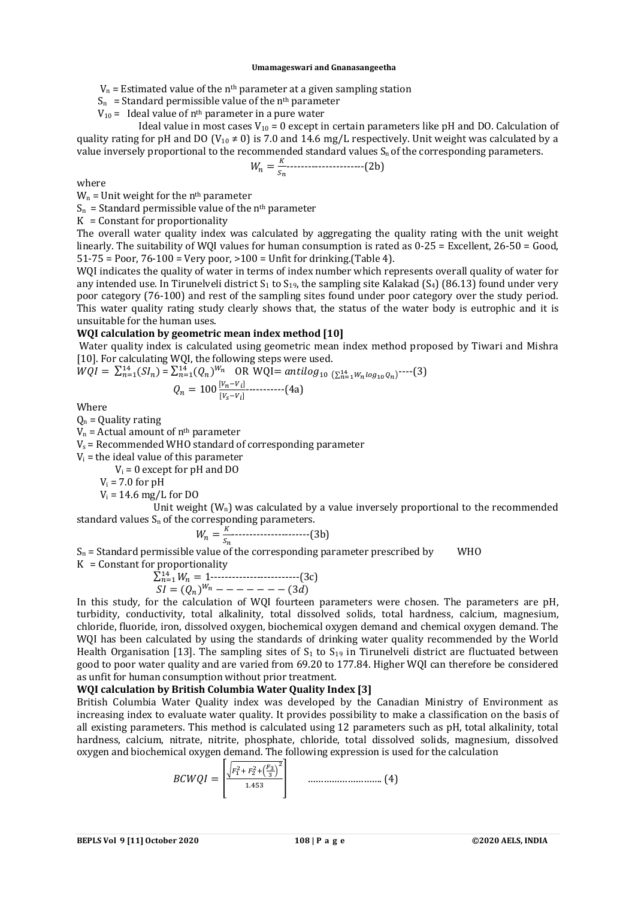$V_n$ = Estimated value of the $n^{th}$ parameter at a given sampling station

$S_n$ = Standard permissible value of the $n^{th}$ parameter

$V_{10}$ = Ideal value of $n^{th}$ parameter in a pure water

Ideal value in most cases $V_{10} = 0$ except in certain parameters like pH and DO. Calculation of quality rating for pH and DO ($V_{10} \neq 0$) is 7.0 and 14.6 mg/L respectively. Unit weight was calculated by a value inversely proportional to the recommended standard values $S_n$ of the corresponding parameters.

$$W_n = \frac{K}{S_n} \text{----------------------(2b)}$$

where

$W_n$ = Unit weight for the $n^{th}$ parameter

$S_n$ = Standard permissible value of the $n^{th}$ parameter

K = Constant for proportionality

The overall water quality index was calculated by aggregating the quality rating with the unit weight linearly. The suitability of WQI values for human consumption is rated as 0-25 = Excellent, 26-50 = Good, 51-75 = Poor, 76-100 = Very poor, >100 = Unfit for drinking.(Table 4).

WQI indicates the quality of water in terms of index number which represents overall quality of water for any intended use. In Tirunelveli district $S_1$ to $S_{19}$, the sampling site Kalakad ($S_4$) (86.13) found under very poor category (76-100) and rest of the sampling sites found under poor category over the study period. This water quality rating study clearly shows that, the status of the water body is eutrophic and it is unsuitable for the human uses.

**WQI calculation by geometric mean index method [10]**

Water quality index is calculated using geometric mean index method proposed by Tiwari and Mishra [10]. For calculating WQI, the following steps were used.

$$WQI = \sum_{n=1}^{14}(SI_n) = \sum_{n=1}^{14}(Q_n)^{W_n} \quad \text{OR} \quad WQI = antilog_{10}\left(\sum_{n=1}^{14} W_n \log_{10} Q_n\right) \text{----(3)}$$

$$Q_n = 100\,\frac{[V_n - V_i]}{[V_s - V_i]} \text{-----------(4a)}$$

Where

$Q_n$ = Quality rating

$V_n$ = Actual amount of $n^{th}$ parameter

$V_s$ = Recommended WHO standard of corresponding parameter

$V_i$ = the ideal value of this parameter

$V_i = 0$ except for pH and DO

$V_i = 7.0$ for pH

$V_i = 14.6$ mg/L for DO

Unit weight ($W_n$) was calculated by a value inversely proportional to the recommended standard values $S_n$ of the corresponding parameters.

$$W_n = \frac{K}{S_n} \text{---------------------(3b)}$$

$S_n$ = Standard permissible value of the corresponding parameter prescribed by WHO

K = Constant for proportionality

$$\sum_{n=1}^{14} W_n = 1 \text{-------------------------(3c)}$$

$$SI = (Q_n)^{W_n} \text{ ------- } (3d)$$

In this study, for the calculation of WQI fourteen parameters were chosen. The parameters are pH, turbidity, conductivity, total alkalinity, total dissolved solids, total hardness, calcium, magnesium, chloride, fluoride, iron, dissolved oxygen, biochemical oxygen demand and chemical oxygen demand. The WQI has been calculated by using the standards of drinking water quality recommended by the World Health Organisation [13]. The sampling sites of $S_1$ to $S_{19}$ in Tirunelveli district are fluctuated between good to poor water quality and are varied from 69.20 to 177.84. Higher WQI can therefore be considered as unfit for human consumption without prior treatment.

**WQI calculation by British Columbia Water Quality Index [3]**

British Columbia Water Quality index was developed by the Canadian Ministry of Environment as increasing index to evaluate water quality. It provides possibility to make a classification on the basis of all existing parameters. This method is calculated using 12 parameters such as pH, total alkalinity, total hardness, calcium, nitrate, nitrite, phosphate, chloride, total dissolved solids, magnesium, dissolved oxygen and biochemical oxygen demand. The following expression is used for the calculation

$$BCWQI = \left[\frac{\sqrt{F_1^2 + F_2^2 + \left(\frac{F_3}{3}\right)^2}}{1.453}\right] \quad \text{……………………… (4)}$$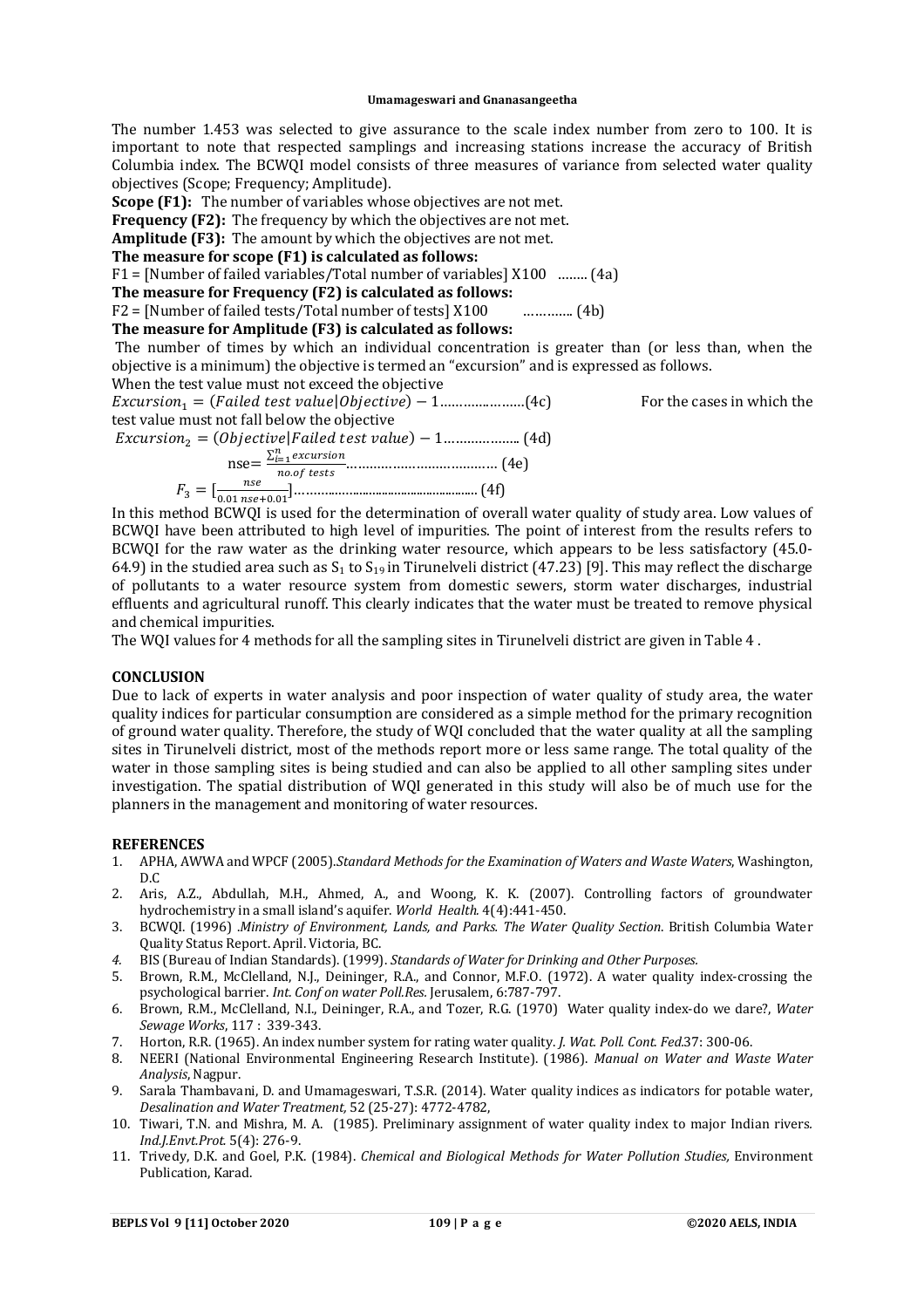The number 1.453 was selected to give assurance to the scale index number from zero to 100. It is important to note that respected samplings and increasing stations increase the accuracy of British Columbia index. The BCWQI model consists of three measures of variance from selected water quality objectives (Scope; Frequency; Amplitude).

**Scope (F1):** The number of variables whose objectives are not met.

**Frequency (F2):** The frequency by which the objectives are not met.

**Amplitude (F3):** The amount by which the objectives are not met.

**The measure for scope (F1) is calculated as follows:**

F1 = [Number of failed variables/Total number of variables] X100 …….. (4a)

**The measure for Frequency (F2) is calculated as follows:**

F2 = [Number of failed tests/Total number of tests] X100 ………... (4b)

**The measure for Amplitude (F3) is calculated as follows:**

The number of times by which an individual concentration is greater than (or less than, when the objective is a minimum) the objective is termed an "excursion" and is expressed as follows.

When the test value must not exceed the objective

$$Excursion_1 = (Failed\ test\ value|Objective) - 1 \quad \text{(4c)}$$

For the cases in which the test value must not fall below the objective

$$Excursion_2 = (Objective|Failed\ test\ value) - 1 \quad \text{(4d)}$$

$$\text{nse} = \frac{\sum_{i=1}^{n} excursion}{no.of\ tests} \quad \text{(4e)}$$

$$F_3 = \left[\frac{nse}{0.01\ nse + 0.01}\right] \quad \text{(4f)}$$

In this method BCWQI is used for the determination of overall water quality of study area. Low values of BCWQI have been attributed to high level of impurities. The point of interest from the results refers to BCWQI for the raw water as the drinking water resource, which appears to be less satisfactory (45.0-64.9) in the studied area such as $S_1$ to $S_{19}$ in Tirunelveli district (47.23) [9]. This may reflect the discharge of pollutants to a water resource system from domestic sewers, storm water discharges, industrial effluents and agricultural runoff. This clearly indicates that the water must be treated to remove physical and chemical impurities.

The WQI values for 4 methods for all the sampling sites in Tirunelveli district are given in Table 4 .

## CONCLUSION

Due to lack of experts in water analysis and poor inspection of water quality of study area, the water quality indices for particular consumption are considered as a simple method for the primary recognition of ground water quality. Therefore, the study of WQI concluded that the water quality at all the sampling sites in Tirunelveli district, most of the methods report more or less same range. The total quality of the water in those sampling sites is being studied and can also be applied to all other sampling sites under investigation. The spatial distribution of WQI generated in this study will also be of much use for the planners in the management and monitoring of water resources.

## REFERENCES

1. APHA, AWWA and WPCF (2005).*Standard Methods for the Examination of Waters and Waste Waters*, Washington, D.C
2. Aris, A.Z., Abdullah, M.H., Ahmed, A., and Woong, K. K. (2007). Controlling factors of groundwater hydrochemistry in a small island's aquifer. *World Health.* 4(4):441-450.
3. BCWQI. (1996) .*Ministry of Environment, Lands, and Parks. The Water Quality Section*. British Columbia Water Quality Status Report. April. Victoria, BC.
4. BIS (Bureau of Indian Standards). (1999). *Standards of Water for Drinking and Other Purposes.*
5. Brown, R.M., McClelland, N.J., Deininger, R.A., and Connor, M.F.O. (1972). A water quality index-crossing the psychological barrier. *Int. Conf on water Poll.Res.* Jerusalem, 6:787-797.
6. Brown, R.M., McClelland, N.I., Deininger, R.A., and Tozer, R.G. (1970) Water quality index-do we dare?, *Water Sewage Works*, 117 : 339-343.
7. Horton, R.R. (1965). An index number system for rating water quality. *J. Wat. Poll. Cont. Fed.*37: 300-06.
8. NEERI (National Environmental Engineering Research Institute). (1986). *Manual on Water and Waste Water Analysis*, Nagpur.
9. Sarala Thambavani, D. and Umamageswari, T.S.R. (2014). Water quality indices as indicators for potable water, *Desalination and Water Treatment,* 52 (25-27): 4772-4782,
10. Tiwari, T.N. and Mishra, M. A. (1985). Preliminary assignment of water quality index to major Indian rivers. *Ind.J.Envt.Prot.* 5(4): 276-9.
11. Trivedy, D.K. and Goel, P.K. (1984). *Chemical and Biological Methods for Water Pollution Studies,* Environment Publication, Karad.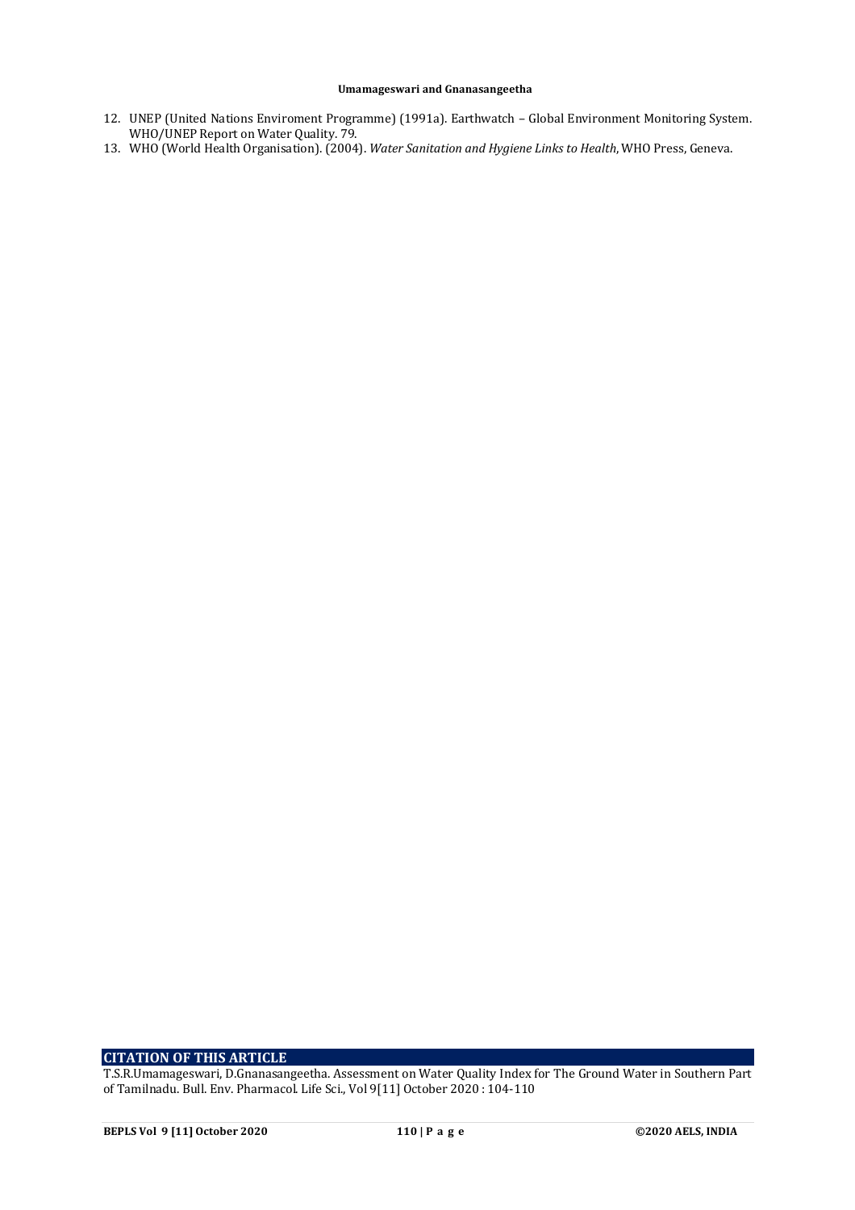12. UNEP (United Nations Enviroment Programme) (1991a). Earthwatch – Global Environment Monitoring System. WHO/UNEP Report on Water Quality. 79.
13. WHO (World Health Organisation). (2004). *Water Sanitation and Hygiene Links to Health*, WHO Press, Geneva.

**CITATION OF THIS ARTICLE**

T.S.R.Umamageswari, D.Gnanasangeetha. Assessment on Water Quality Index for The Ground Water in Southern Part of Tamilnadu. Bull. Env. Pharmacol. Life Sci., Vol 9[11] October 2020 : 104-110